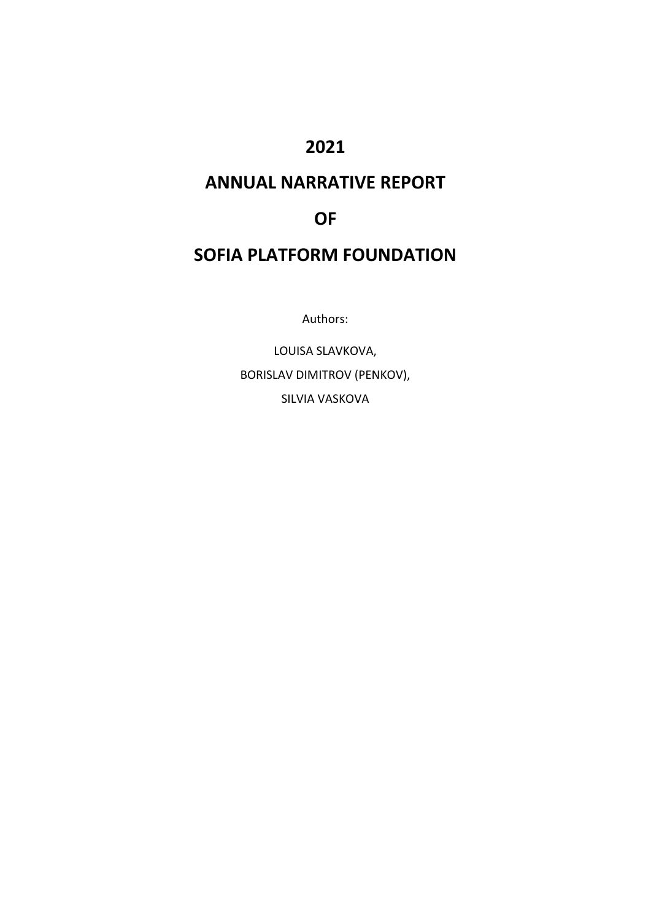# 2021

# ANNUAL NARRATIVE REPORT

# OF

# SOFIA PLATFORM FOUNDATION

Authors:

LOUISA SLAVKOVA,

BORISLAV DIMITROV (PENKOV),

SILVIA VASKOVA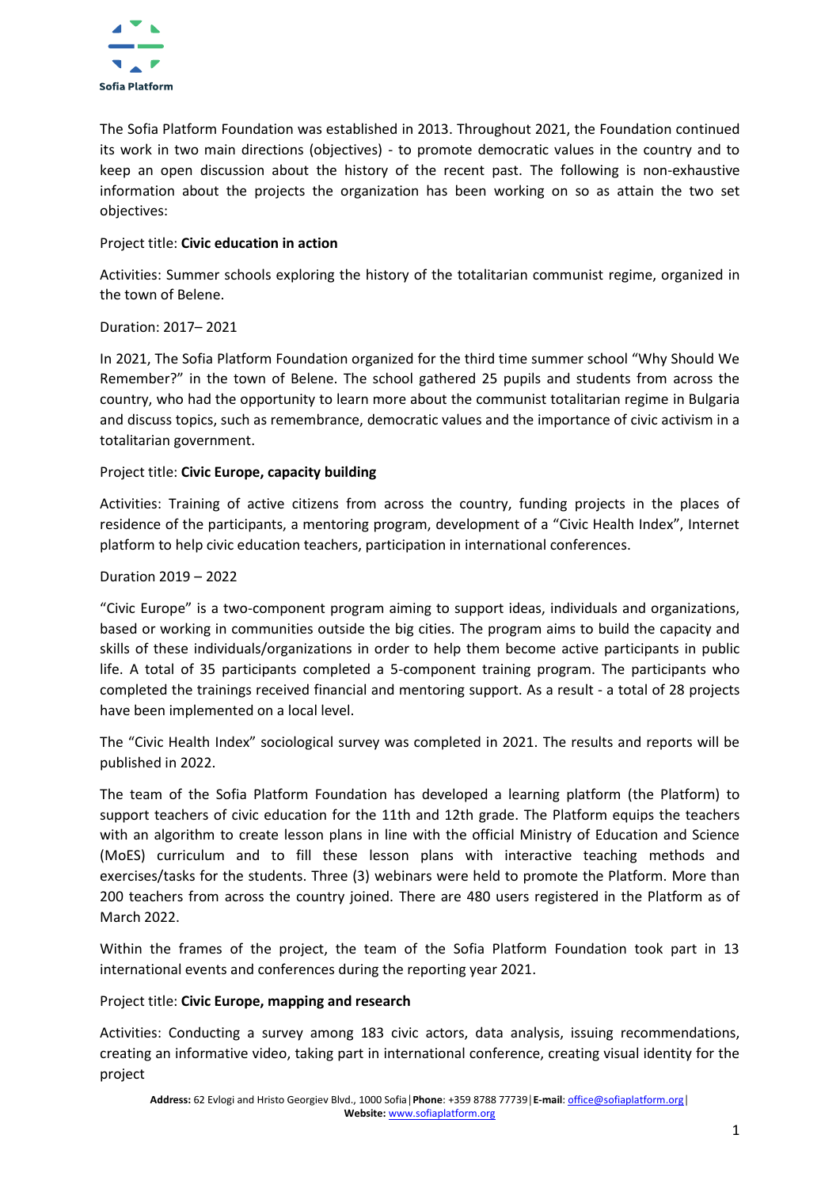The Sofia Platform Foundation was established in 2013. Throughout 2021, the Foundation continued its work in two main directions (objectives) - to promote democratic values in the country and to keep an open discussion about the history of the recent past. The following is non-exhaustive information about the projects the organization has been working on so as attain the two set objectives:

Project title: **Civic education in action**

Activities: Summer schools exploring the history of the totalitarian communist regime, organized in the town of Belene.

Duration: 2017– 2021

In 2021, The Sofia Platform Foundation organized for the third time summer school "Why Should We Remember?" in the town of Belene. The school gathered 25 pupils and students from across the country, who had the opportunity to learn more about the communist totalitarian regime in Bulgaria and discuss topics, such as remembrance, democratic values and the importance of civic activism in a totalitarian government.

Project title: **Civic Europe, capacity building**

Activities: Training of active citizens from across the country, funding projects in the places of residence of the participants, a mentoring program, development of a "Civic Health Index", Internet platform to help civic education teachers, participation in international conferences.

Duration 2019 – 2022

"Civic Europe" is a two-component program aiming to support ideas, individuals and organizations, based or working in communities outside the big cities. The program aims to build the capacity and skills of these individuals/organizations in order to help them become active participants in public life. A total of 35 participants completed a 5-component training program. The participants who completed the trainings received financial and mentoring support. As a result - a total of 28 projects have been implemented on a local level.

The "Civic Health Index" sociological survey was completed in 2021. The results and reports will be published in 2022.

The team of the Sofia Platform Foundation has developed a learning platform (the Platform) to support teachers of civic education for the 11th and 12th grade. The Platform equips the teachers with an algorithm to create lesson plans in line with the official Ministry of Education and Science (MoES) curriculum and to fill these lesson plans with interactive teaching methods and exercises/tasks for the students. Three (3) webinars were held to promote the Platform. More than 200 teachers from across the country joined. There are 480 users registered in the Platform as of March 2022.

Within the frames of the project, the team of the Sofia Platform Foundation took part in 13 international events and conferences during the reporting year 2021.

Project title: **Civic Europe, mapping and research**

Activities: Conducting a survey among 183 civic actors, data analysis, issuing recommendations, creating an informative video, taking part in international conference, creating visual identity for the project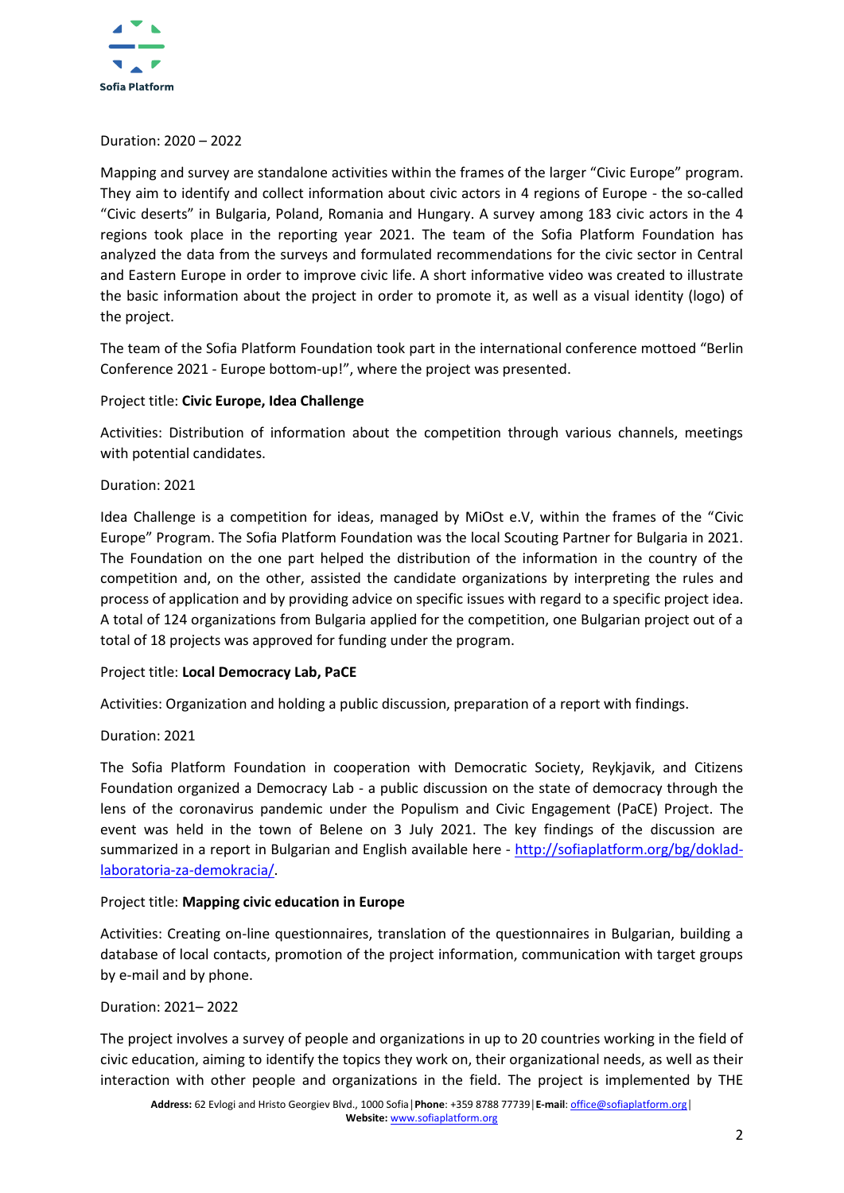Duration: 2020 – 2022

Mapping and survey are standalone activities within the frames of the larger “Civic Europe” program. They aim to identify and collect information about civic actors in 4 regions of Europe - the so-called “Civic deserts” in Bulgaria, Poland, Romania and Hungary. A survey among 183 civic actors in the 4 regions took place in the reporting year 2021. The team of the Sofia Platform Foundation has analyzed the data from the surveys and formulated recommendations for the civic sector in Central and Eastern Europe in order to improve civic life. A short informative video was created to illustrate the basic information about the project in order to promote it, as well as a visual identity (logo) of the project.

The team of the Sofia Platform Foundation took part in the international conference mottoed “Berlin Conference 2021 - Europe bottom-up!”, where the project was presented.

Project title: **Civic Europe, Idea Challenge**

Activities: Distribution of information about the competition through various channels, meetings with potential candidates.

Duration: 2021

Idea Challenge is a competition for ideas, managed by MiOst e.V, within the frames of the “Civic Europe” Program. The Sofia Platform Foundation was the local Scouting Partner for Bulgaria in 2021. The Foundation on the one part helped the distribution of the information in the country of the competition and, on the other, assisted the candidate organizations by interpreting the rules and process of application and by providing advice on specific issues with regard to a specific project idea. A total of 124 organizations from Bulgaria applied for the competition, one Bulgarian project out of a total of 18 projects was approved for funding under the program.

Project title: **Local Democracy Lab, PaCE**

Activities: Organization and holding a public discussion, preparation of a report with findings.

Duration: 2021

The Sofia Platform Foundation in cooperation with Democratic Society, Reykjavik, and Citizens Foundation organized a Democracy Lab - a public discussion on the state of democracy through the lens of the coronavirus pandemic under the Populism and Civic Engagement (PaCE) Project. The event was held in the town of Belene on 3 July 2021. The key findings of the discussion are summarized in a report in Bulgarian and English available here - [http://sofiaplatform.org/bg/doklad-laboratoria-za-demokracia/](http://sofiaplatform.org/bg/doklad-laboratoria-za-demokracia/).

Project title: **Mapping civic education in Europe**

Activities: Creating on-line questionnaires, translation of the questionnaires in Bulgarian, building a database of local contacts, promotion of the project information, communication with target groups by e-mail and by phone.

Duration: 2021– 2022

The project involves a survey of people and organizations in up to 20 countries working in the field of civic education, aiming to identify the topics they work on, their organizational needs, as well as their interaction with other people and organizations in the field. The project is implemented by THE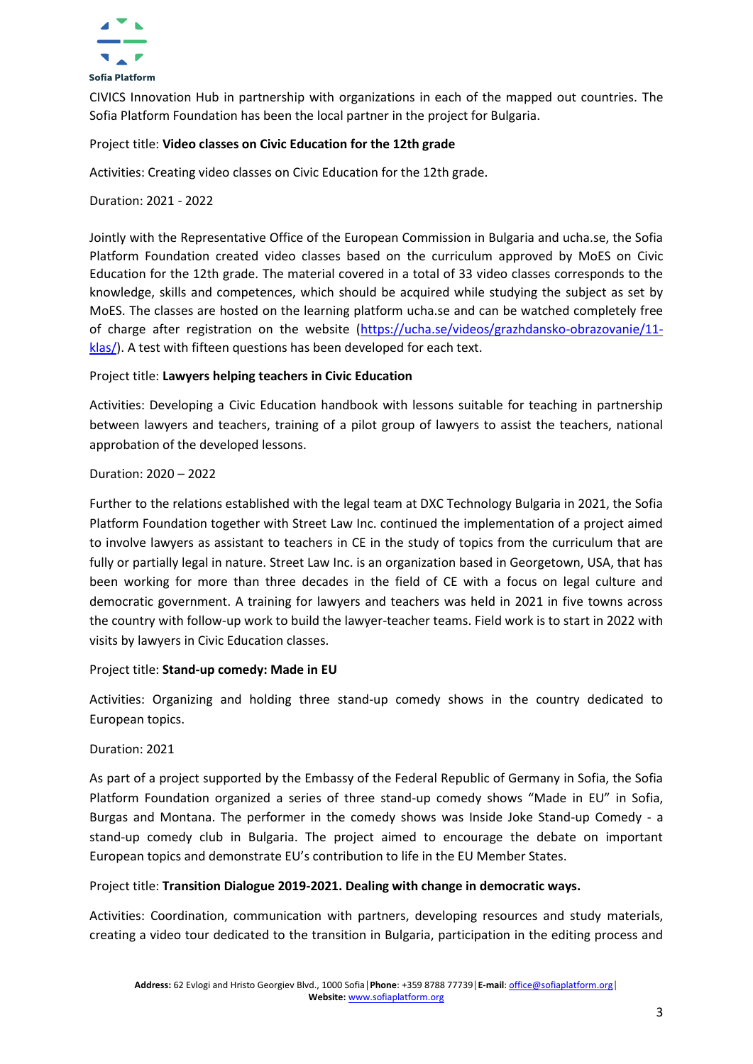CIVICS Innovation Hub in partnership with organizations in each of the mapped out countries. The Sofia Platform Foundation has been the local partner in the project for Bulgaria.

Project title: **Video classes on Civic Education for the 12th grade**

Activities: Creating video classes on Civic Education for the 12th grade.

Duration: 2021 - 2022

Jointly with the Representative Office of the European Commission in Bulgaria and ucha.se, the Sofia Platform Foundation created video classes based on the curriculum approved by MoES on Civic Education for the 12th grade. The material covered in a total of 33 video classes corresponds to the knowledge, skills and competences, which should be acquired while studying the subject as set by MoES. The classes are hosted on the learning platform ucha.se and can be watched completely free of charge after registration on the website (https://ucha.se/videos/grazhdansko-obrazovanie/11-klas/). A test with fifteen questions has been developed for each text.

Project title: **Lawyers helping teachers in Civic Education**

Activities: Developing a Civic Education handbook with lessons suitable for teaching in partnership between lawyers and teachers, training of a pilot group of lawyers to assist the teachers, national approbation of the developed lessons.

Duration: 2020 – 2022

Further to the relations established with the legal team at DXC Technology Bulgaria in 2021, the Sofia Platform Foundation together with Street Law Inc. continued the implementation of a project aimed to involve lawyers as assistant to teachers in CE in the study of topics from the curriculum that are fully or partially legal in nature. Street Law Inc. is an organization based in Georgetown, USA, that has been working for more than three decades in the field of CE with a focus on legal culture and democratic government. A training for lawyers and teachers was held in 2021 in five towns across the country with follow-up work to build the lawyer-teacher teams. Field work is to start in 2022 with visits by lawyers in Civic Education classes.

Project title: **Stand-up comedy: Made in EU**

Activities: Organizing and holding three stand-up comedy shows in the country dedicated to European topics.

Duration: 2021

As part of a project supported by the Embassy of the Federal Republic of Germany in Sofia, the Sofia Platform Foundation organized a series of three stand-up comedy shows "Made in EU" in Sofia, Burgas and Montana. The performer in the comedy shows was Inside Joke Stand-up Comedy - a stand-up comedy club in Bulgaria. The project aimed to encourage the debate on important European topics and demonstrate EU's contribution to life in the EU Member States.

Project title: **Transition Dialogue 2019-2021. Dealing with change in democratic ways.**

Activities: Coordination, communication with partners, developing resources and study materials, creating a video tour dedicated to the transition in Bulgaria, participation in the editing process and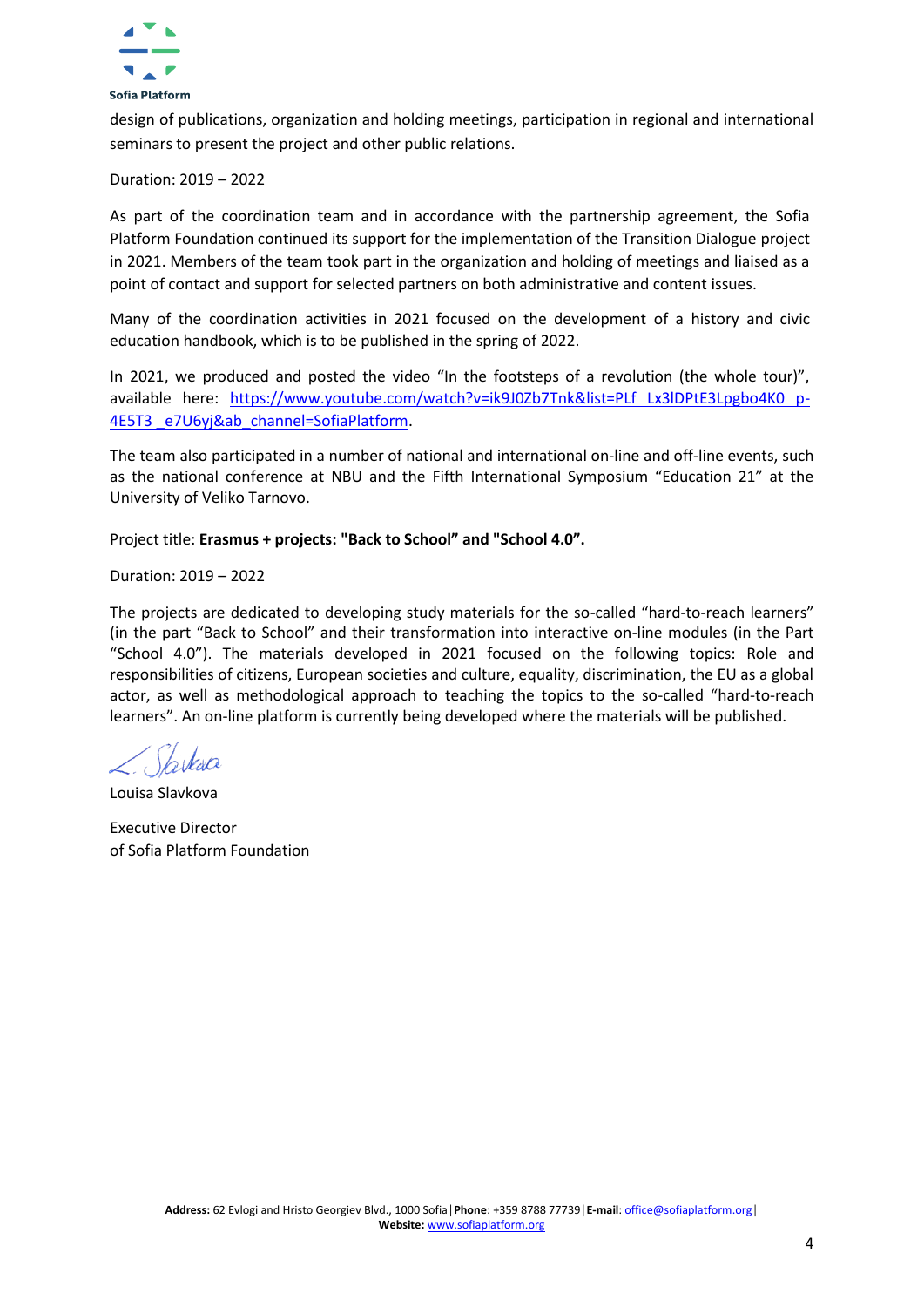design of publications, organization and holding meetings, participation in regional and international seminars to present the project and other public relations.

Duration: 2019 – 2022

As part of the coordination team and in accordance with the partnership agreement, the Sofia Platform Foundation continued its support for the implementation of the Transition Dialogue project in 2021. Members of the team took part in the organization and holding of meetings and liaised as a point of contact and support for selected partners on both administrative and content issues.

Many of the coordination activities in 2021 focused on the development of a history and civic education handbook, which is to be published in the spring of 2022.

In 2021, we produced and posted the video "In the footsteps of a revolution (the whole tour)", available here: [https://www.youtube.com/watch?v=ik9J0Zb7Tnk&list=PLf_Lx3lDPtE3Lpgbo4K0_p-4E5T3_e7U6yj&ab_channel=SofiaPlatform](https://www.youtube.com/watch?v=ik9J0Zb7Tnk&list=PLf_Lx3lDPtE3Lpgbo4K0_p-4E5T3_e7U6yj&ab_channel=SofiaPlatform).

The team also participated in a number of national and international on-line and off-line events, such as the national conference at NBU and the Fifth International Symposium "Education 21" at the University of Veliko Tarnovo.

Project title: **Erasmus + projects: "Back to School" and "School 4.0".**

Duration: 2019 – 2022

The projects are dedicated to developing study materials for the so-called "hard-to-reach learners" (in the part "Back to School" and their transformation into interactive on-line modules (in the Part "School 4.0"). The materials developed in 2021 focused on the following topics: Role and responsibilities of citizens, European societies and culture, equality, discrimination, the EU as a global actor, as well as methodological approach to teaching the topics to the so-called "hard-to-reach learners". An on-line platform is currently being developed where the materials will be published.

Louisa Slavkova

Executive Director
of Sofia Platform Foundation